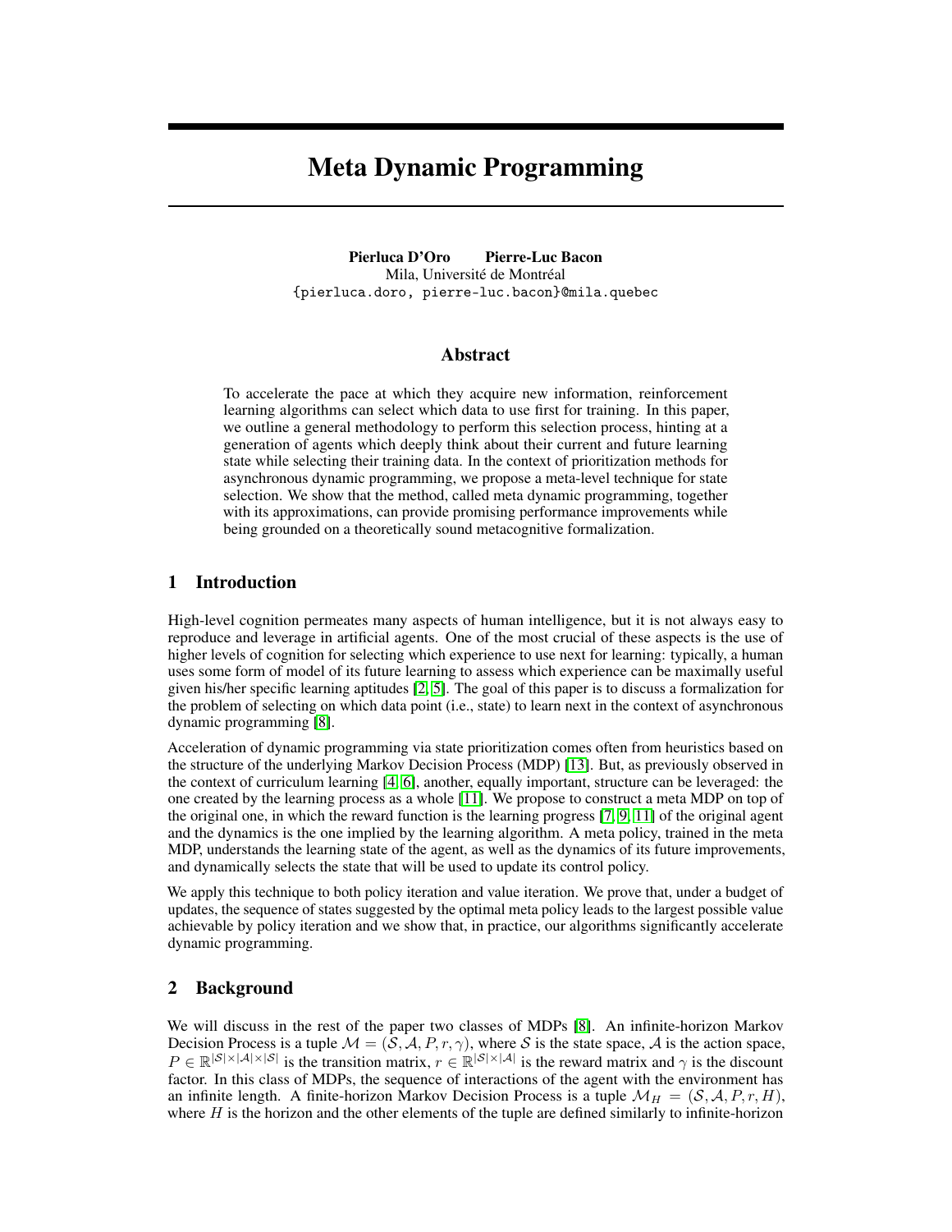# Meta Dynamic Programming

**Pierluca D'Oro** **Pierre-Luc Bacon**
Mila, Université de Montréal
{pierluca.doro, pierre-luc.bacon}@mila.quebec

## Abstract

To accelerate the pace at which they acquire new information, reinforcement learning algorithms can select which data to use first for training. In this paper, we outline a general methodology to perform this selection process, hinting at a generation of agents which deeply think about their current and future learning state while selecting their training data. In the context of prioritization methods for asynchronous dynamic programming, we propose a meta-level technique for state selection. We show that the method, called meta dynamic programming, together with its approximations, can provide promising performance improvements while being grounded on a theoretically sound metacognitive formalization.

## 1 Introduction

High-level cognition permeates many aspects of human intelligence, but it is not always easy to reproduce and leverage in artificial agents. One of the most crucial of these aspects is the use of higher levels of cognition for selecting which experience to use next for learning: typically, a human uses some form of model of its future learning to assess which experience can be maximally useful given his/her specific learning aptitudes [2, 5]. The goal of this paper is to discuss a formalization for the problem of selecting on which data point (i.e., state) to learn next in the context of asynchronous dynamic programming [8].

Acceleration of dynamic programming via state prioritization comes often from heuristics based on the structure of the underlying Markov Decision Process (MDP) [13]. But, as previously observed in the context of curriculum learning [4, 6], another, equally important, structure can be leveraged: the one created by the learning process as a whole [11]. We propose to construct a meta MDP on top of the original one, in which the reward function is the learning progress [7, 9, 11] of the original agent and the dynamics is the one implied by the learning algorithm. A meta policy, trained in the meta MDP, understands the learning state of the agent, as well as the dynamics of its future improvements, and dynamically selects the state that will be used to update its control policy.

We apply this technique to both policy iteration and value iteration. We prove that, under a budget of updates, the sequence of states suggested by the optimal meta policy leads to the largest possible value achievable by policy iteration and we show that, in practice, our algorithms significantly accelerate dynamic programming.

## 2 Background

We will discuss in the rest of the paper two classes of MDPs [8]. An infinite-horizon Markov Decision Process is a tuple $\mathcal{M} = (\mathcal{S}, \mathcal{A}, P, r, \gamma)$, where $\mathcal{S}$ is the state space, $\mathcal{A}$ is the action space, $P \in \mathbb{R}^{|\mathcal{S}| \times |\mathcal{A}| \times |\mathcal{S}|}$ is the transition matrix, $r \in \mathbb{R}^{|\mathcal{S}| \times |\mathcal{A}|}$ is the reward matrix and $\gamma$ is the discount factor. In this class of MDPs, the sequence of interactions of the agent with the environment has an infinite length. A finite-horizon Markov Decision Process is a tuple $\mathcal{M}_H = (\mathcal{S}, \mathcal{A}, P, r, H)$, where $H$ is the horizon and the other elements of the tuple are defined similarly to infinite-horizon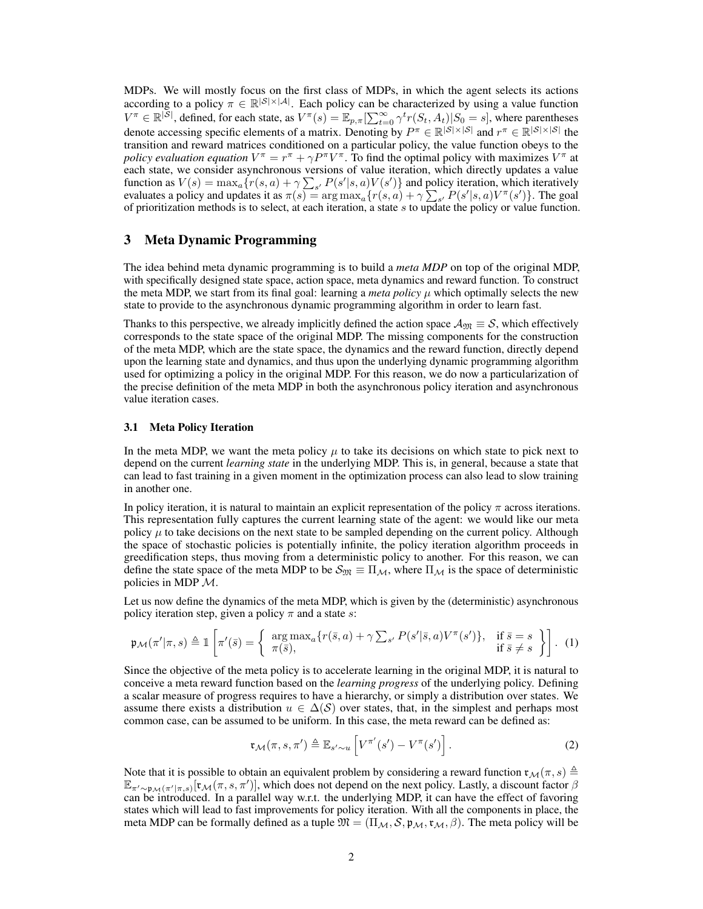MDPs. We will mostly focus on the first class of MDPs, in which the agent selects its actions according to a policy $\pi \in \mathbb{R}^{|\mathcal{S}|\times|\mathcal{A}|}$. Each policy can be characterized by using a value function $V^\pi \in \mathbb{R}^{|\mathcal{S}|}$, defined, for each state, as $V^\pi(s) = \mathbb{E}_{p,\pi}[\sum_{t=0}^{\infty} \gamma^t r(S_t, A_t)|S_0 = s]$, where parentheses denote accessing specific elements of a matrix. Denoting by $P^\pi \in \mathbb{R}^{|\mathcal{S}|\times|\mathcal{S}|}$ and $r^\pi \in \mathbb{R}^{|\mathcal{S}|\times|\mathcal{S}|}$ the transition and reward matrices conditioned on a particular policy, the value function obeys to the *policy evaluation equation* $V^\pi = r^\pi + \gamma P^\pi V^\pi$. To find the optimal policy with maximizes $V^\pi$ at each state, we consider asynchronous versions of value iteration, which directly updates a value function as $V(s) = \max_a\{r(s,a) + \gamma \sum_{s'} P(s'|s,a)V(s')\}$ and policy iteration, which iteratively evaluates a policy and updates it as $\pi(s) = \arg\max_a\{r(s,a) + \gamma \sum_{s'} P(s'|s,a)V^\pi(s')\}$. The goal of prioritization methods is to select, at each iteration, a state $s$ to update the policy or value function.

## 3 Meta Dynamic Programming

The idea behind meta dynamic programming is to build a *meta MDP* on top of the original MDP, with specifically designed state space, action space, meta dynamics and reward function. To construct the meta MDP, we start from its final goal: learning a *meta policy* $\mu$ which optimally selects the new state to provide to the asynchronous dynamic programming algorithm in order to learn fast.

Thanks to this perspective, we already implicitly defined the action space $\mathcal{A}_{\mathfrak{M}} \equiv \mathcal{S}$, which effectively corresponds to the state space of the original MDP. The missing components for the construction of the meta MDP, which are the state space, the dynamics and the reward function, directly depend upon the learning state and dynamics, and thus upon the underlying dynamic programming algorithm used for optimizing a policy in the original MDP. For this reason, we do now a particularization of the precise definition of the meta MDP in both the asynchronous policy iteration and asynchronous value iteration cases.

### 3.1 Meta Policy Iteration

In the meta MDP, we want the meta policy $\mu$ to take its decisions on which state to pick next to depend on the current *learning state* in the underlying MDP. This is, in general, because a state that can lead to fast training in a given moment in the optimization process can also lead to slow training in another one.

In policy iteration, it is natural to maintain an explicit representation of the policy $\pi$ across iterations. This representation fully captures the current learning state of the agent: we would like our meta policy $\mu$ to take decisions on the next state to be sampled depending on the current policy. Although the space of stochastic policies is potentially infinite, the policy iteration algorithm proceeds in greedification steps, thus moving from a deterministic policy to another. For this reason, we can define the state space of the meta MDP to be $\mathcal{S}_{\mathfrak{M}} \equiv \Pi_{\mathcal{M}}$, where $\Pi_{\mathcal{M}}$ is the space of deterministic policies in MDP $\mathcal{M}$.

Let us now define the dynamics of the meta MDP, which is given by the (deterministic) asynchronous policy iteration step, given a policy $\pi$ and a state $s$:

$$\mathfrak{p}_{\mathcal{M}}(\pi'|\pi, s) \triangleq \mathbb{1}\left[\pi'(\bar{s}) = \left\{ \begin{array}{ll} \arg\max_a\{r(\bar{s},a) + \gamma \sum_{s'} P(s'|\bar{s},a)V^\pi(s')\}, & \text{if } \bar{s} = s \\ \pi(\bar{s}), & \text{if } \bar{s} \neq s \end{array} \right\}\right]. \quad (1)$$

Since the objective of the meta policy is to accelerate learning in the original MDP, it is natural to conceive a meta reward function based on the *learning progress* of the underlying policy. Defining a scalar measure of progress requires to have a hierarchy, or simply a distribution over states. We assume there exists a distribution $u \in \Delta(\mathcal{S})$ over states, that, in the simplest and perhaps most common case, can be assumed to be uniform. In this case, the meta reward can be defined as:

$$\mathfrak{r}_{\mathcal{M}}(\pi, s, \pi') \triangleq \mathbb{E}_{s'\sim u}\left[V^{\pi'}(s') - V^\pi(s')\right]. \quad (2)$$

Note that it is possible to obtain an equivalent problem by considering a reward function $\mathfrak{r}_{\mathcal{M}}(\pi, s) \triangleq \mathbb{E}_{\pi'\sim\mathfrak{p}_{\mathcal{M}}(\pi'|\pi,s)}[\mathfrak{r}_{\mathcal{M}}(\pi, s, \pi')]$, which does not depend on the next policy. Lastly, a discount factor $\beta$ can be introduced. In a parallel way w.r.t. the underlying MDP, it can have the effect of favoring states which will lead to fast improvements for policy iteration. With all the components in place, the meta MDP can be formally defined as a tuple $\mathfrak{M} = (\Pi_{\mathcal{M}}, \mathcal{S}, \mathfrak{p}_{\mathcal{M}}, \mathfrak{r}_{\mathcal{M}}, \beta)$. The meta policy will be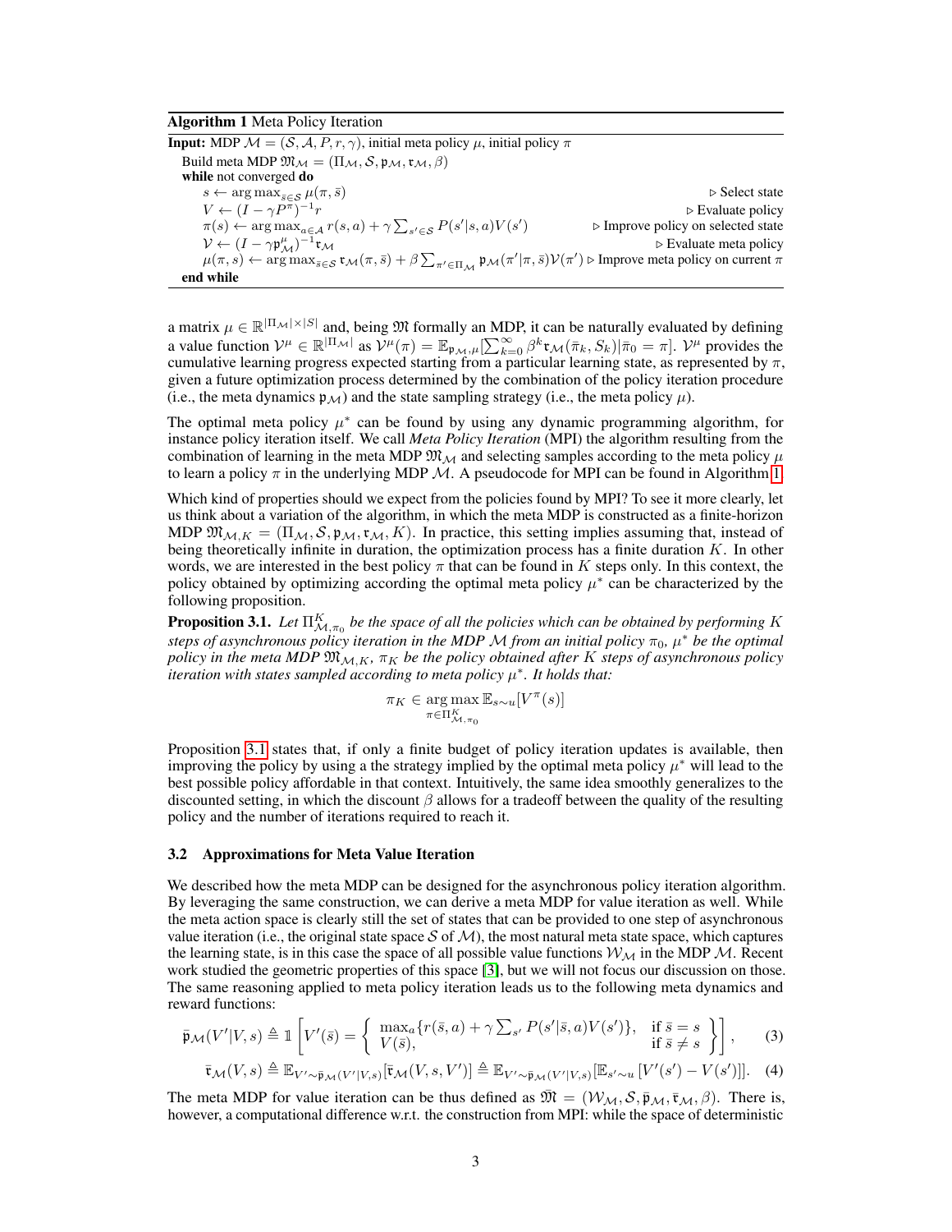**Algorithm 1** Meta Policy Iteration

**Input:** MDP $\mathcal{M} = (\mathcal{S}, \mathcal{A}, P, r, \gamma)$, initial meta policy $\mu$, initial policy $\pi$

Build meta MDP $\mathfrak{M}_\mathcal{M} = (\Pi_\mathcal{M}, \mathcal{S}, \mathfrak{p}_\mathcal{M}, \mathfrak{r}_\mathcal{M}, \beta)$

**while** not converged **do**

- $s \leftarrow \arg\max_{\bar{s} \in \mathcal{S}} \mu(\pi, \bar{s})$ ▷ Select state
- $V \leftarrow (I - \gamma P^\pi)^{-1} r$ ▷ Evaluate policy
- $\pi(s) \leftarrow \arg\max_{a \in \mathcal{A}} r(s, a) + \gamma \sum_{s' \in \mathcal{S}} P(s'|s, a) V(s')$ ▷ Improve policy on selected state
- $\mathcal{V} \leftarrow (I - \gamma \mathfrak{p}^\mu_\mathcal{M})^{-1} \mathfrak{r}_\mathcal{M}$ ▷ Evaluate meta policy
- $\mu(\pi, s) \leftarrow \arg\max_{\bar{s} \in \mathcal{S}} \mathfrak{r}_\mathcal{M}(\pi, \bar{s}) + \beta \sum_{\pi' \in \Pi_\mathcal{M}} \mathfrak{p}_\mathcal{M}(\pi'|\pi, \bar{s}) \mathcal{V}(\pi')$ ▷ Improve meta policy on current $\pi$

**end while**

a matrix $\mu \in \mathbb{R}^{|\Pi_\mathcal{M}| \times |S|}$ and, being $\mathfrak{M}$ formally an MDP, it can be naturally evaluated by defining a value function $\mathcal{V}^\mu \in \mathbb{R}^{|\Pi_\mathcal{M}|}$ as $\mathcal{V}^\mu(\pi) = \mathbb{E}_{\mathfrak{p}_\mathcal{M}, \mu}[\sum_{k=0}^\infty \beta^k \mathfrak{r}_\mathcal{M}(\bar{\pi}_k, S_k) | \bar{\pi}_0 = \pi]$. $\mathcal{V}^\mu$ provides the cumulative learning progress expected starting from a particular learning state, as represented by $\pi$, given a future optimization process determined by the combination of the policy iteration procedure (i.e., the meta dynamics $\mathfrak{p}_\mathcal{M}$) and the state sampling strategy (i.e., the meta policy $\mu$).

The optimal meta policy $\mu^*$ can be found by using any dynamic programming algorithm, for instance policy iteration itself. We call *Meta Policy Iteration* (MPI) the algorithm resulting from the combination of learning in the meta MDP $\mathfrak{M}_\mathcal{M}$ and selecting samples according to the meta policy $\mu$ to learn a policy $\pi$ in the underlying MDP $\mathcal{M}$. A pseudocode for MPI can be found in Algorithm 1.

Which kind of properties should we expect from the policies found by MPI? To see it more clearly, let us think about a variation of the algorithm, in which the meta MDP is constructed as a finite-horizon MDP $\mathfrak{M}_{\mathcal{M},K} = (\Pi_\mathcal{M}, \mathcal{S}, \mathfrak{p}_\mathcal{M}, \mathfrak{r}_\mathcal{M}, K)$. In practice, this setting implies assuming that, instead of being theoretically infinite in duration, the optimization process has a finite duration $K$. In other words, we are interested in the best policy $\pi$ that can be found in $K$ steps only. In this context, the policy obtained by optimizing according the optimal meta policy $\mu^*$ can be characterized by the following proposition.

**Proposition 3.1.** *Let $\Pi^K_{\mathcal{M},\pi_0}$ be the space of all the policies which can be obtained by performing $K$ steps of asynchronous policy iteration in the MDP $\mathcal{M}$ from an initial policy $\pi_0$, $\mu^*$ be the optimal policy in the meta MDP $\mathfrak{M}_{\mathcal{M},K}$, $\pi_K$ be the policy obtained after $K$ steps of asynchronous policy iteration with states sampled according to meta policy $\mu^*$. It holds that:*

$$\pi_K \in \arg\max_{\pi \in \Pi^K_{\mathcal{M},\pi_0}} \mathbb{E}_{s \sim u}[V^\pi(s)]$$

Proposition 3.1 states that, if only a finite budget of policy iteration updates is available, then improving the policy by using a the strategy implied by the optimal meta policy $\mu^*$ will lead to the best possible policy affordable in that context. Intuitively, the same idea smoothly generalizes to the discounted setting, in which the discount $\beta$ allows for a tradeoff between the quality of the resulting policy and the number of iterations required to reach it.

### 3.2 Approximations for Meta Value Iteration

We described how the meta MDP can be designed for the asynchronous policy iteration algorithm. By leveraging the same construction, we can derive a meta MDP for value iteration as well. While the meta action space is clearly still the set of states that can be provided to one step of asynchronous value iteration (i.e., the original state space $\mathcal{S}$ of $\mathcal{M}$), the most natural meta state space, which captures the learning state, is in this case the space of all possible value functions $\mathcal{W}_\mathcal{M}$ in the MDP $\mathcal{M}$. Recent work studied the geometric properties of this space [3], but we will not focus our discussion on those. The same reasoning applied to meta policy iteration leads us to the following meta dynamics and reward functions:

$$\bar{\mathfrak{p}}_\mathcal{M}(V'|V, s) \triangleq \mathbb{1}\left[ V'(\bar{s}) = \left\{ \begin{array}{ll} \max_a \{ r(\bar{s}, a) + \gamma \sum_{s'} P(s'|\bar{s}, a) V(s') \}, & \text{if } \bar{s} = s \\ V(\bar{s}), & \text{if } \bar{s} \neq s \end{array} \right\} \right], \quad (3)$$

$$\bar{\mathfrak{r}}_\mathcal{M}(V, s) \triangleq \mathbb{E}_{V' \sim \bar{\mathfrak{p}}_\mathcal{M}(V'|V,s)}[\bar{\mathfrak{r}}_\mathcal{M}(V, s, V')] \triangleq \mathbb{E}_{V' \sim \bar{\mathfrak{p}}_\mathcal{M}(V'|V,s)}[\mathbb{E}_{s' \sim u}[V'(s') - V(s')]]. \quad (4)$$

The meta MDP for value iteration can be thus defined as $\bar{\mathfrak{M}} = (\mathcal{W}_\mathcal{M}, \mathcal{S}, \bar{\mathfrak{p}}_\mathcal{M}, \bar{\mathfrak{r}}_\mathcal{M}, \beta)$. There is, however, a computational difference w.r.t. the construction from MPI: while the space of deterministic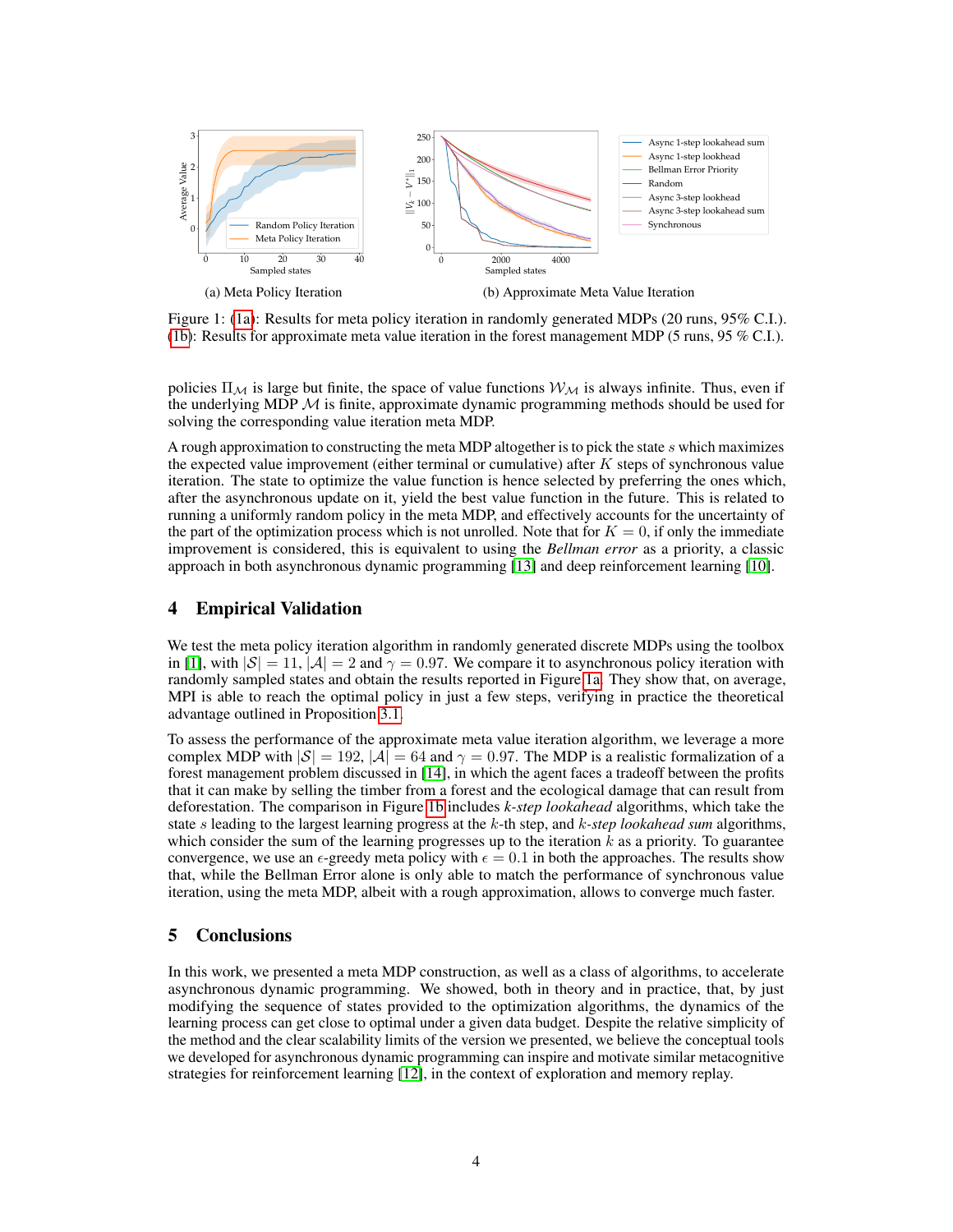(a) Meta Policy Iteration

(b) Approximate Meta Value Iteration

Figure 1: (1a): Results for meta policy iteration in randomly generated MDPs (20 runs, 95% C.I.). (1b): Results for approximate meta value iteration in the forest management MDP (5 runs, 95 % C.I.).

policies $\Pi_{\mathcal{M}}$ is large but finite, the space of value functions $\mathcal{W}_{\mathcal{M}}$ is always infinite. Thus, even if the underlying MDP $\mathcal{M}$ is finite, approximate dynamic programming methods should be used for solving the corresponding value iteration meta MDP.

A rough approximation to constructing the meta MDP altogether is to pick the state $s$ which maximizes the expected value improvement (either terminal or cumulative) after $K$ steps of synchronous value iteration. The state to optimize the value function is hence selected by preferring the ones which, after the asynchronous update on it, yield the best value function in the future. This is related to running a uniformly random policy in the meta MDP, and effectively accounts for the uncertainty of the part of the optimization process which is not unrolled. Note that for $K = 0$, if only the immediate improvement is considered, this is equivalent to using the *Bellman error* as a priority, a classic approach in both asynchronous dynamic programming [13] and deep reinforcement learning [10].

## 4 Empirical Validation

We test the meta policy iteration algorithm in randomly generated discrete MDPs using the toolbox in [1], with $|\mathcal{S}| = 11$, $|\mathcal{A}| = 2$ and $\gamma = 0.97$. We compare it to asynchronous policy iteration with randomly sampled states and obtain the results reported in Figure 1a. They show that, on average, MPI is able to reach the optimal policy in just a few steps, verifying in practice the theoretical advantage outlined in Proposition 3.1.

To assess the performance of the approximate meta value iteration algorithm, we leverage a more complex MDP with $|\mathcal{S}| = 192$, $|\mathcal{A}| = 64$ and $\gamma = 0.97$. The MDP is a realistic formalization of a forest management problem discussed in [14], in which the agent faces a tradeoff between the profits that it can make by selling the timber from a forest and the ecological damage that can result from deforestation. The comparison in Figure 1b includes *k-step lookahead* algorithms, which take the state $s$ leading to the largest learning progress at the $k$-th step, and *k-step lookahead sum* algorithms, which consider the sum of the learning progresses up to the iteration $k$ as a priority. To guarantee convergence, we use an $\epsilon$-greedy meta policy with $\epsilon = 0.1$ in both the approaches. The results show that, while the Bellman Error alone is only able to match the performance of synchronous value iteration, using the meta MDP, albeit with a rough approximation, allows to converge much faster.

## 5 Conclusions

In this work, we presented a meta MDP construction, as well as a class of algorithms, to accelerate asynchronous dynamic programming. We showed, both in theory and in practice, that, by just modifying the sequence of states provided to the optimization algorithms, the dynamics of the learning process can get close to optimal under a given data budget. Despite the relative simplicity of the method and the clear scalability limits of the version we presented, we believe the conceptual tools we developed for asynchronous dynamic programming can inspire and motivate similar metacognitive strategies for reinforcement learning [12], in the context of exploration and memory replay.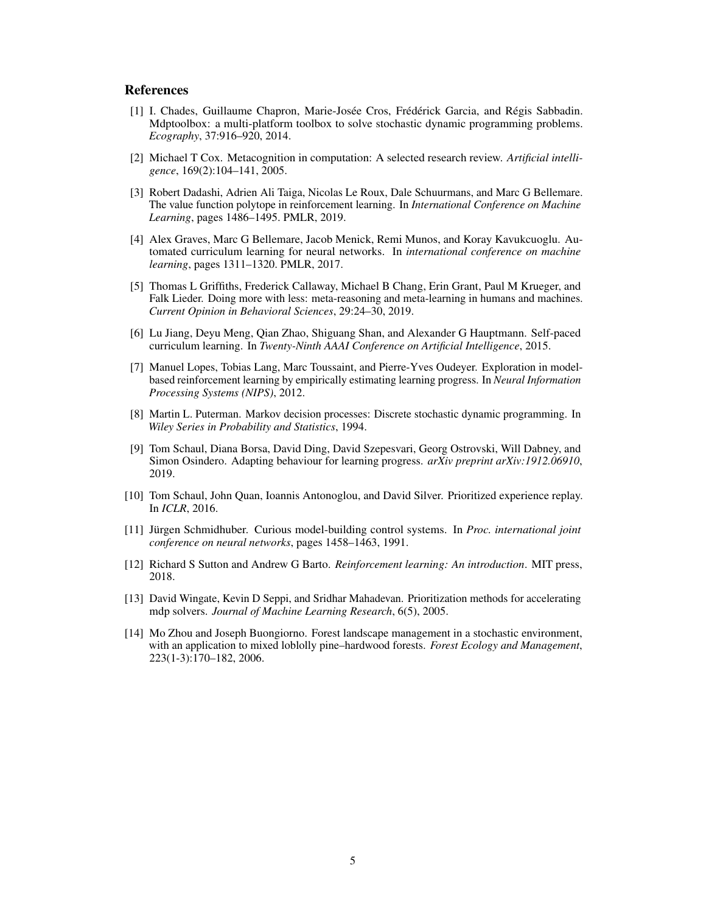## References

[1] I. Chades, Guillaume Chapron, Marie-Josée Cros, Frédérick Garcia, and Régis Sabbadin. Mdptoolbox: a multi-platform toolbox to solve stochastic dynamic programming problems. *Ecography*, 37:916–920, 2014.

[2] Michael T Cox. Metacognition in computation: A selected research review. *Artificial intelligence*, 169(2):104–141, 2005.

[3] Robert Dadashi, Adrien Ali Taiga, Nicolas Le Roux, Dale Schuurmans, and Marc G Bellemare. The value function polytope in reinforcement learning. In *International Conference on Machine Learning*, pages 1486–1495. PMLR, 2019.

[4] Alex Graves, Marc G Bellemare, Jacob Menick, Remi Munos, and Koray Kavukcuoglu. Automated curriculum learning for neural networks. In *international conference on machine learning*, pages 1311–1320. PMLR, 2017.

[5] Thomas L Griffiths, Frederick Callaway, Michael B Chang, Erin Grant, Paul M Krueger, and Falk Lieder. Doing more with less: meta-reasoning and meta-learning in humans and machines. *Current Opinion in Behavioral Sciences*, 29:24–30, 2019.

[6] Lu Jiang, Deyu Meng, Qian Zhao, Shiguang Shan, and Alexander G Hauptmann. Self-paced curriculum learning. In *Twenty-Ninth AAAI Conference on Artificial Intelligence*, 2015.

[7] Manuel Lopes, Tobias Lang, Marc Toussaint, and Pierre-Yves Oudeyer. Exploration in model-based reinforcement learning by empirically estimating learning progress. In *Neural Information Processing Systems (NIPS)*, 2012.

[8] Martin L. Puterman. Markov decision processes: Discrete stochastic dynamic programming. In *Wiley Series in Probability and Statistics*, 1994.

[9] Tom Schaul, Diana Borsa, David Ding, David Szepesvari, Georg Ostrovski, Will Dabney, and Simon Osindero. Adapting behaviour for learning progress. *arXiv preprint arXiv:1912.06910*, 2019.

[10] Tom Schaul, John Quan, Ioannis Antonoglou, and David Silver. Prioritized experience replay. In *ICLR*, 2016.

[11] Jürgen Schmidhuber. Curious model-building control systems. In *Proc. international joint conference on neural networks*, pages 1458–1463, 1991.

[12] Richard S Sutton and Andrew G Barto. *Reinforcement learning: An introduction*. MIT press, 2018.

[13] David Wingate, Kevin D Seppi, and Sridhar Mahadevan. Prioritization methods for accelerating mdp solvers. *Journal of Machine Learning Research*, 6(5), 2005.

[14] Mo Zhou and Joseph Buongiorno. Forest landscape management in a stochastic environment, with an application to mixed loblolly pine–hardwood forests. *Forest Ecology and Management*, 223(1-3):170–182, 2006.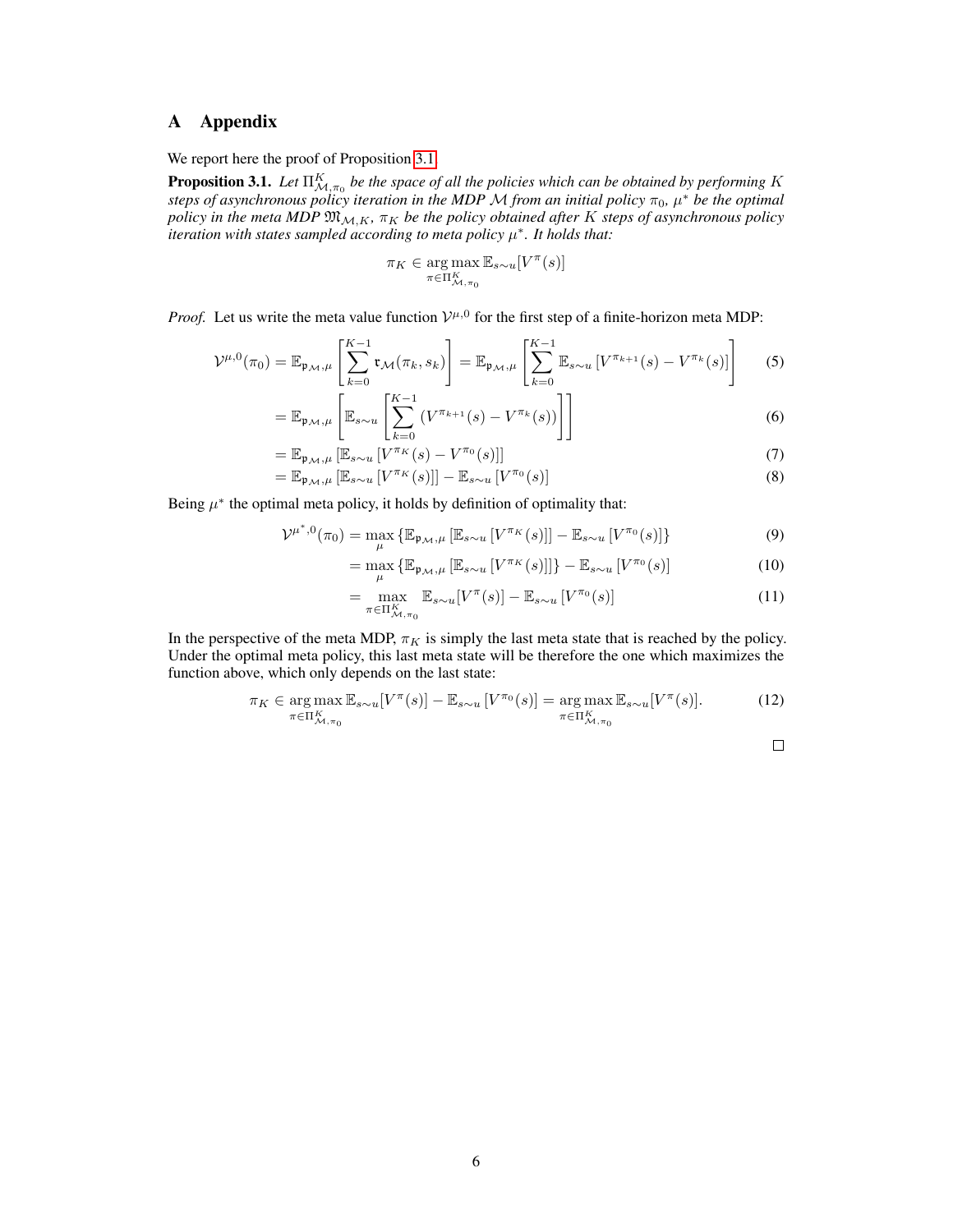# A Appendix

We report here the proof of Proposition 3.1.

**Proposition 3.1.** *Let $\Pi^K_{\mathcal{M},\pi_0}$ be the space of all the policies which can be obtained by performing $K$ steps of asynchronous policy iteration in the MDP $\mathcal{M}$ from an initial policy $\pi_0$, $\mu^*$ be the optimal policy in the meta MDP $\mathfrak{M}_{\mathcal{M},K}$, $\pi_K$ be the policy obtained after $K$ steps of asynchronous policy iteration with states sampled according to meta policy $\mu^*$. It holds that:*

$$\pi_K \in \underset{\pi \in \Pi^K_{\mathcal{M},\pi_0}}{\arg\max}\, \mathbb{E}_{s\sim u}[V^\pi(s)]$$

*Proof.* Let us write the meta value function $\mathcal{V}^{\mu,0}$ for the first step of a finite-horizon meta MDP:

$$\mathcal{V}^{\mu,0}(\pi_0) = \mathbb{E}_{\mathfrak{p}_\mathcal{M},\mu}\left[\sum_{k=0}^{K-1} \mathfrak{r}_\mathcal{M}(\pi_k, s_k)\right] = \mathbb{E}_{\mathfrak{p}_\mathcal{M},\mu}\left[\sum_{k=0}^{K-1} \mathbb{E}_{s\sim u}\left[V^{\pi_{k+1}}(s) - V^{\pi_k}(s)\right]\right] \tag{5}$$

$$= \mathbb{E}_{\mathfrak{p}_\mathcal{M},\mu}\left[\mathbb{E}_{s\sim u}\left[\sum_{k=0}^{K-1} \left(V^{\pi_{k+1}}(s) - V^{\pi_k}(s)\right)\right]\right] \tag{6}$$

$$= \mathbb{E}_{\mathfrak{p}_\mathcal{M},\mu}\left[\mathbb{E}_{s\sim u}\left[V^{\pi_K}(s) - V^{\pi_0}(s)\right]\right] \tag{7}$$

$$= \mathbb{E}_{\mathfrak{p}_\mathcal{M},\mu}\left[\mathbb{E}_{s\sim u}\left[V^{\pi_K}(s)\right]\right] - \mathbb{E}_{s\sim u}\left[V^{\pi_0}(s)\right] \tag{8}$$

Being $\mu^*$ the optimal meta policy, it holds by definition of optimality that:

$$\mathcal{V}^{\mu^*,0}(\pi_0) = \max_\mu \left\{\mathbb{E}_{\mathfrak{p}_\mathcal{M},\mu}\left[\mathbb{E}_{s\sim u}\left[V^{\pi_K}(s)\right]\right] - \mathbb{E}_{s\sim u}\left[V^{\pi_0}(s)\right]\right\} \tag{9}$$

$$= \max_\mu \left\{\mathbb{E}_{\mathfrak{p}_\mathcal{M},\mu}\left[\mathbb{E}_{s\sim u}\left[V^{\pi_K}(s)\right]\right]\right\} - \mathbb{E}_{s\sim u}\left[V^{\pi_0}(s)\right] \tag{10}$$

$$= \max_{\pi \in \Pi^K_{\mathcal{M},\pi_0}} \mathbb{E}_{s\sim u}[V^\pi(s)] - \mathbb{E}_{s\sim u}\left[V^{\pi_0}(s)\right] \tag{11}$$

In the perspective of the meta MDP, $\pi_K$ is simply the last meta state that is reached by the policy. Under the optimal meta policy, this last meta state will be therefore the one which maximizes the function above, which only depends on the last state:

$$\pi_K \in \underset{\pi \in \Pi^K_{\mathcal{M},\pi_0}}{\arg\max}\, \mathbb{E}_{s\sim u}[V^\pi(s)] - \mathbb{E}_{s\sim u}\left[V^{\pi_0}(s)\right] = \underset{\pi \in \Pi^K_{\mathcal{M},\pi_0}}{\arg\max}\, \mathbb{E}_{s\sim u}[V^\pi(s)]. \tag{12}$$

□